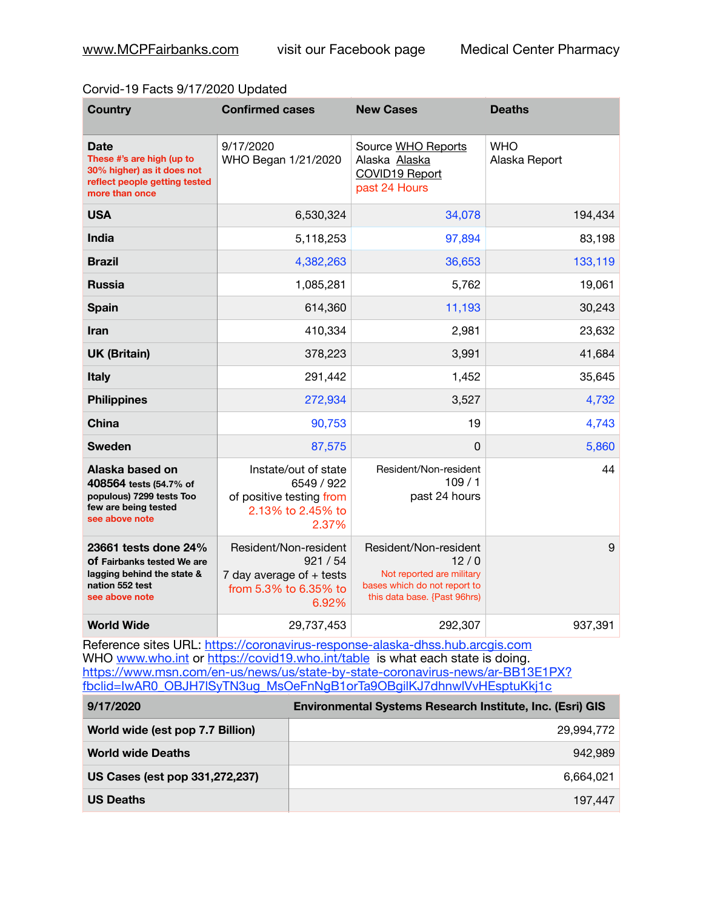www.MCPFairbanks.com visit our Facebook page Medical Center Pharmacy

Corvid-19 Facts 9/17/2020 Updated

| Country | Confirmed cases | New Cases | Deaths |
|---|---|---|---|
| **Date** These #'s are high (up to 30% higher) as it does not reflect people getting tested more than once | 9/17/2020 WHO Began 1/21/2020 | Source WHO Reports Alaska Alaska COVID19 Report past 24 Hours | WHO Alaska Report |
| **USA** | 6,530,324 | 34,078 | 194,434 |
| **India** | 5,118,253 | 97,894 | 83,198 |
| **Brazil** | 4,382,263 | 36,653 | 133,119 |
| **Russia** | 1,085,281 | 5,762 | 19,061 |
| **Spain** | 614,360 | 11,193 | 30,243 |
| **Iran** | 410,334 | 2,981 | 23,632 |
| **UK (Britain)** | 378,223 | 3,991 | 41,684 |
| **Italy** | 291,442 | 1,452 | 35,645 |
| **Philippines** | 272,934 | 3,527 | 4,732 |
| **China** | 90,753 | 19 | 4,743 |
| **Sweden** | 87,575 | 0 | 5,860 |
| **Alaska based on 408564** tests (54.7% of populous) 7299 tests Too few are being tested see above note | Instate/out of state 6549 / 922 of positive testing from 2.13% to 2.45% to 2.37% | Resident/Non-resident 109 / 1 past 24 hours | 44 |
| **23661 tests done 24% of** Fairbanks tested We are lagging behind the state & nation 552 test see above note | Resident/Non-resident 921 / 54 7 day average of + tests from 5.3% to 6.35% to 6.92% | Resident/Non-resident 12 / 0 Not reported are military bases which do not report to this data base. {Past 96hrs) | 9 |
| **World Wide** | 29,737,453 | 292,307 | 937,391 |

Reference sites URL: https://coronavirus-response-alaska-dhss.hub.arcgis.com
WHO www.who.int or https://covid19.who.int/table is what each state is doing.
https://www.msn.com/en-us/news/us/state-by-state-coronavirus-news/ar-BB13E1PX?fbclid=IwAR0_OBJH7lSyTN3ug_MsOeFnNgB1orTa9OBgilKJ7dhnwlVvHEsptuKkj1c

| 9/17/2020 | Environmental Systems Research Institute, Inc. (Esri) GIS |
|---|---|
| **World wide (est pop 7.7 Billion)** | 29,994,772 |
| **World wide Deaths** | 942,989 |
| **US Cases (est pop 331,272,237)** | 6,664,021 |
| **US Deaths** | 197,447 |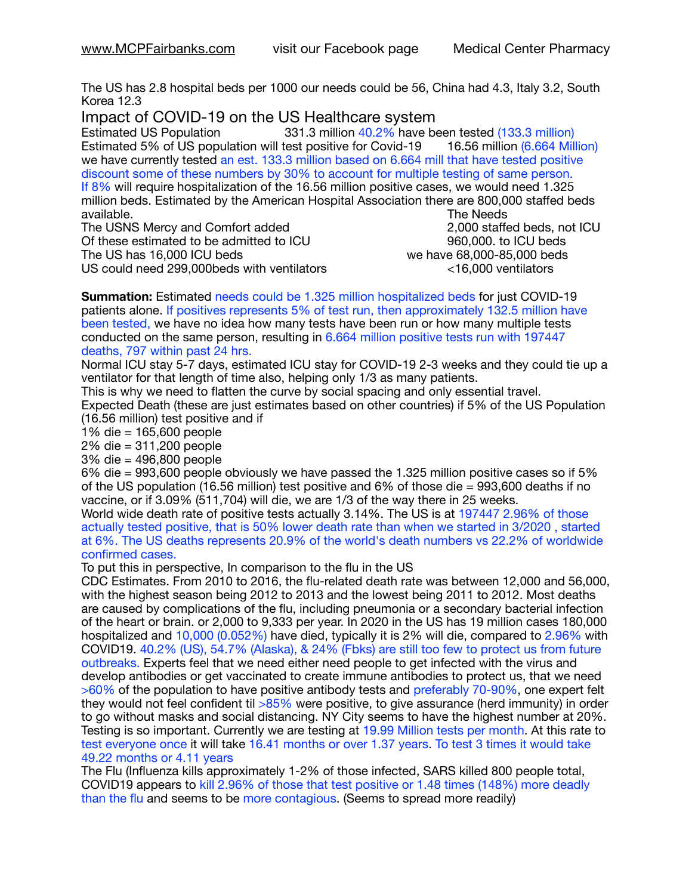The US has 2.8 hospital beds per 1000 our needs could be 56, China had 4.3, Italy 3.2, South Korea 12.3

## Impact of COVID-19 on the US Healthcare system

Estimated US Population 331.3 million 40.2% have been tested (133.3 million)
Estimated 5% of US population will test positive for Covid-19 16.56 million (6.664 Million)
we have currently tested an est. 133.3 million based on 6.664 mill that have tested positive discount some of these numbers by 30% to account for multiple testing of same person.
If 8% will require hospitalization of the 16.56 million positive cases, we would need 1.325 million beds. Estimated by the American Hospital Association there are 800,000 staffed beds available.

| | The Needs |
|---|---|
| The USNS Mercy and Comfort added | 2,000 staffed beds, not ICU |
| Of these estimated to be admitted to ICU | 960,000. to ICU beds |
| The US has 16,000 ICU beds | we have 68,000-85,000 beds |
| US could need 299,000beds with ventilators | <16,000 ventilators |

**Summation:** Estimated needs could be 1.325 million hospitalized beds for just COVID-19 patients alone. If positives represents 5% of test run, then approximately 132.5 million have been tested, we have no idea how many tests have been run or how many multiple tests conducted on the same person, resulting in 6.664 million positive tests run with 197447 deaths, 797 within past 24 hrs.
Normal ICU stay 5-7 days, estimated ICU stay for COVID-19 2-3 weeks and they could tie up a ventilator for that length of time also, helping only 1/3 as many patients.
This is why we need to flatten the curve by social spacing and only essential travel.
Expected Death (these are just estimates based on other countries) if 5% of the US Population (16.56 million) test positive and if
1% die = 165,600 people
2% die = 311,200 people
3% die = 496,800 people
6% die = 993,600 people obviously we have passed the 1.325 million positive cases so if 5% of the US population (16.56 million) test positive and 6% of those die = 993,600 deaths if no vaccine, or if 3.09% (511,704) will die, we are 1/3 of the way there in 25 weeks.
World wide death rate of positive tests actually 3.14%. The US is at 197447 2.96% of those actually tested positive, that is 50% lower death rate than when we started in 3/2020 , started at 6%. The US deaths represents 20.9% of the world's death numbers vs 22.2% of worldwide confirmed cases.
To put this in perspective, In comparison to the flu in the US
CDC Estimates. From 2010 to 2016, the flu-related death rate was between 12,000 and 56,000, with the highest season being 2012 to 2013 and the lowest being 2011 to 2012. Most deaths are caused by complications of the flu, including pneumonia or a secondary bacterial infection of the heart or brain. or 2,000 to 9,333 per year. In 2020 in the US has 19 million cases 180,000 hospitalized and 10,000 (0.052%) have died, typically it is 2% will die, compared to 2.96% with COVID19. 40.2% (US), 54.7% (Alaska), & 24% (Fbks) are still too few to protect us from future outbreaks. Experts feel that we need either need people to get infected with the virus and develop antibodies or get vaccinated to create immune antibodies to protect us, that we need >60% of the population to have positive antibody tests and preferably 70-90%, one expert felt they would not feel confident til >85% were positive, to give assurance (herd immunity) in order to go without masks and social distancing. NY City seems to have the highest number at 20%. Testing is so important. Currently we are testing at 19.99 Million tests per month. At this rate to test everyone once it will take 16.41 months or over 1.37 years. To test 3 times it would take 49.22 months or 4.11 years
The Flu (Influenza kills approximately 1-2% of those infected, SARS killed 800 people total, COVID19 appears to kill 2.96% of those that test positive or 1.48 times (148%) more deadly than the flu and seems to be more contagious. (Seems to spread more readily)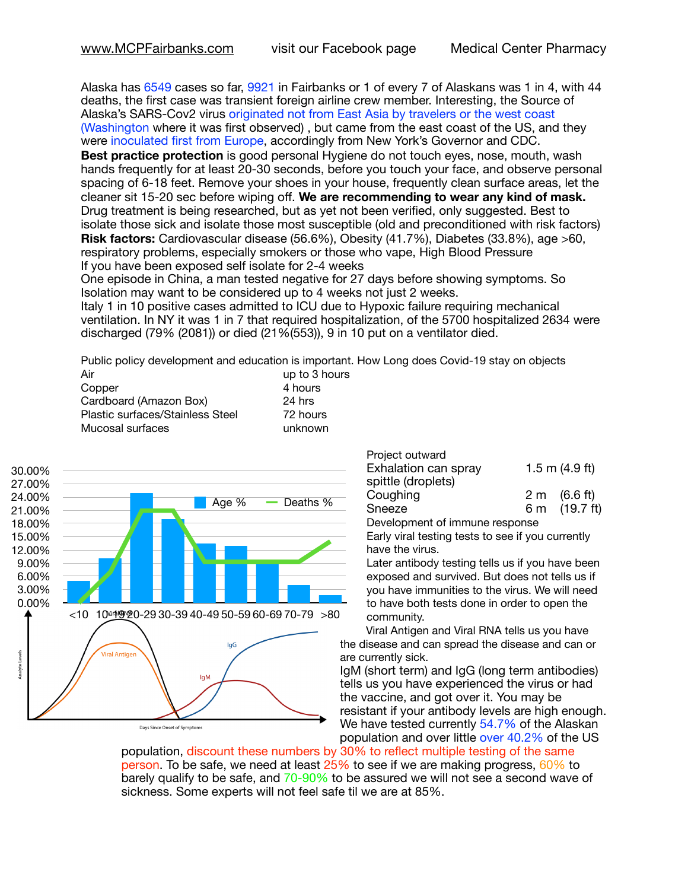www.MCPFairbanks.com visit our Facebook page Medical Center Pharmacy

Alaska has 6549 cases so far, 9921 in Fairbanks or 1 of every 7 of Alaskans was 1 in 4, with 44 deaths, the first case was transient foreign airline crew member. Interesting, the Source of Alaska's SARS-Cov2 virus originated not from East Asia by travelers or the west coast (Washington where it was first observed) , but came from the east coast of the US, and they were inoculated first from Europe, accordingly from New York's Governor and CDC.

**Best practice protection** is good personal Hygiene do not touch eyes, nose, mouth, wash hands frequently for at least 20-30 seconds, before you touch your face, and observe personal spacing of 6-18 feet. Remove your shoes in your house, frequently clean surface areas, let the cleaner sit 15-20 sec before wiping off. **We are recommending to wear any kind of mask.** Drug treatment is being researched, but as yet not been verified, only suggested. Best to isolate those sick and isolate those most susceptible (old and preconditioned with risk factors)

**Risk factors:** Cardiovascular disease (56.6%), Obesity (41.7%), Diabetes (33.8%), age >60, respiratory problems, especially smokers or those who vape, High Blood Pressure

If you have been exposed self isolate for 2-4 weeks

One episode in China, a man tested negative for 27 days before showing symptoms. So Isolation may want to be considered up to 4 weeks not just 2 weeks.

Italy 1 in 10 positive cases admitted to ICU due to Hypoxic failure requiring mechanical ventilation. In NY it was 1 in 7 that required hospitalization, of the 5700 hospitalized 2634 were discharged (79% (2081)) or died (21%(553)), 9 in 10 put on a ventilator died.

Public policy development and education is important. How Long does Covid-19 stay on objects

| | |
|---|---|
| Air | up to 3 hours |
| Copper | 4 hours |
| Cardboard (Amazon Box) | 24 hrs |
| Plastic surfaces/Stainless Steel | 72 hours |
| Mucosal surfaces | unknown |

Project outward

| | |
|---|---|
| Exhalation can spray spittle (droplets) | 1.5 m (4.9 ft) |
| Coughing | 2 m (6.6 ft) |
| Sneeze | 6 m (19.7 ft) |

Development of immune response

Early viral testing tests to see if you currently have the virus.

Later antibody testing tells us if you have been exposed and survived. But does not tells us if you have immunities to the virus. We will need to have both tests done in order to open the community.

Viral Antigen and Viral RNA tells us you have the disease and can spread the disease and can or are currently sick.

IgM (short term) and IgG (long term antibodies) tells us you have experienced the virus or had the vaccine, and got over it. You may be resistant if your antibody levels are high enough. We have tested currently 54.7% of the Alaskan population and over little over 40.2% of the US population, discount these numbers by 30% to reflect multiple testing of the same person. To be safe, we need at least 25% to see if we are making progress, 60% to barely qualify to be safe, and 70-90% to be assured we will not see a second wave of sickness. Some experts will not feel safe til we are at 85%.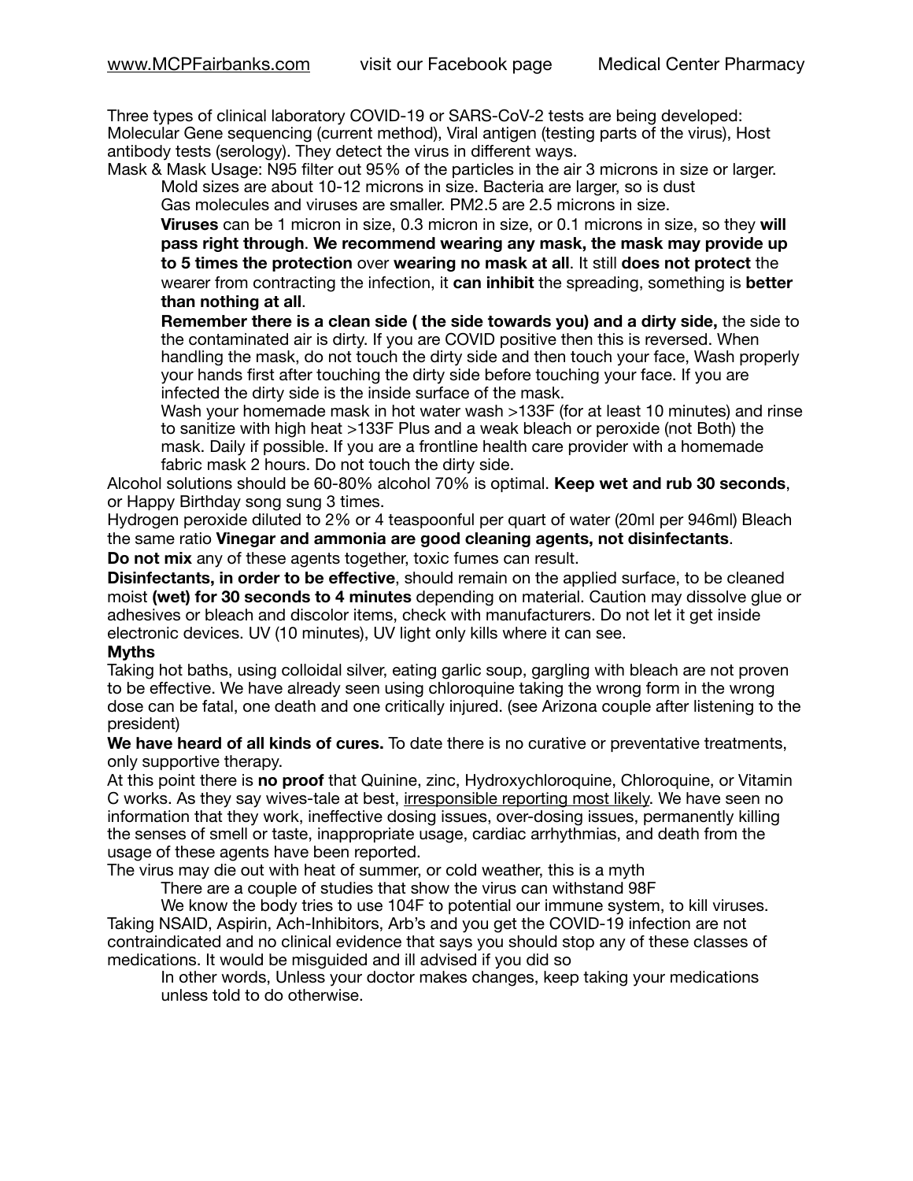Three types of clinical laboratory COVID-19 or SARS-CoV-2 tests are being developed: Molecular Gene sequencing (current method), Viral antigen (testing parts of the virus), Host antibody tests (serology). They detect the virus in different ways.

Mask & Mask Usage: N95 filter out 95% of the particles in the air 3 microns in size or larger.

Mold sizes are about 10-12 microns in size. Bacteria are larger, so is dust

Gas molecules and viruses are smaller. PM2.5 are 2.5 microns in size.

**Viruses** can be 1 micron in size, 0.3 micron in size, or 0.1 microns in size, so they **will pass right through**. **We recommend wearing any mask, the mask may provide up to 5 times the protection** over **wearing no mask at all**. It still **does not protect** the wearer from contracting the infection, it **can inhibit** the spreading, something is **better than nothing at all**.

**Remember there is a clean side ( the side towards you) and a dirty side,** the side to the contaminated air is dirty. If you are COVID positive then this is reversed. When handling the mask, do not touch the dirty side and then touch your face, Wash properly your hands first after touching the dirty side before touching your face. If you are infected the dirty side is the inside surface of the mask.

Wash your homemade mask in hot water wash >133F (for at least 10 minutes) and rinse to sanitize with high heat >133F Plus and a weak bleach or peroxide (not Both) the mask. Daily if possible. If you are a frontline health care provider with a homemade fabric mask 2 hours. Do not touch the dirty side.

Alcohol solutions should be 60-80% alcohol 70% is optimal. **Keep wet and rub 30 seconds**, or Happy Birthday song sung 3 times.

Hydrogen peroxide diluted to 2% or 4 teaspoonful per quart of water (20ml per 946ml) Bleach the same ratio **Vinegar and ammonia are good cleaning agents, not disinfectants**.

**Do not mix** any of these agents together, toxic fumes can result.

**Disinfectants, in order to be effective**, should remain on the applied surface, to be cleaned moist **(wet) for 30 seconds to 4 minutes** depending on material. Caution may dissolve glue or adhesives or bleach and discolor items, check with manufacturers. Do not let it get inside electronic devices. UV (10 minutes), UV light only kills where it can see.

**Myths**

Taking hot baths, using colloidal silver, eating garlic soup, gargling with bleach are not proven to be effective. We have already seen using chloroquine taking the wrong form in the wrong dose can be fatal, one death and one critically injured. (see Arizona couple after listening to the president)

**We have heard of all kinds of cures.** To date there is no curative or preventative treatments, only supportive therapy.

At this point there is **no proof** that Quinine, zinc, Hydroxychloroquine, Chloroquine, or Vitamin C works. As they say wives-tale at best, irresponsible reporting most likely. We have seen no information that they work, ineffective dosing issues, over-dosing issues, permanently killing the senses of smell or taste, inappropriate usage, cardiac arrhythmias, and death from the usage of these agents have been reported.

The virus may die out with heat of summer, or cold weather, this is a myth

There are a couple of studies that show the virus can withstand 98F

We know the body tries to use 104F to potential our immune system, to kill viruses.

Taking NSAID, Aspirin, Ach-Inhibitors, Arb's and you get the COVID-19 infection are not contraindicated and no clinical evidence that says you should stop any of these classes of medications. It would be misguided and ill advised if you did so

In other words, Unless your doctor makes changes, keep taking your medications unless told to do otherwise.